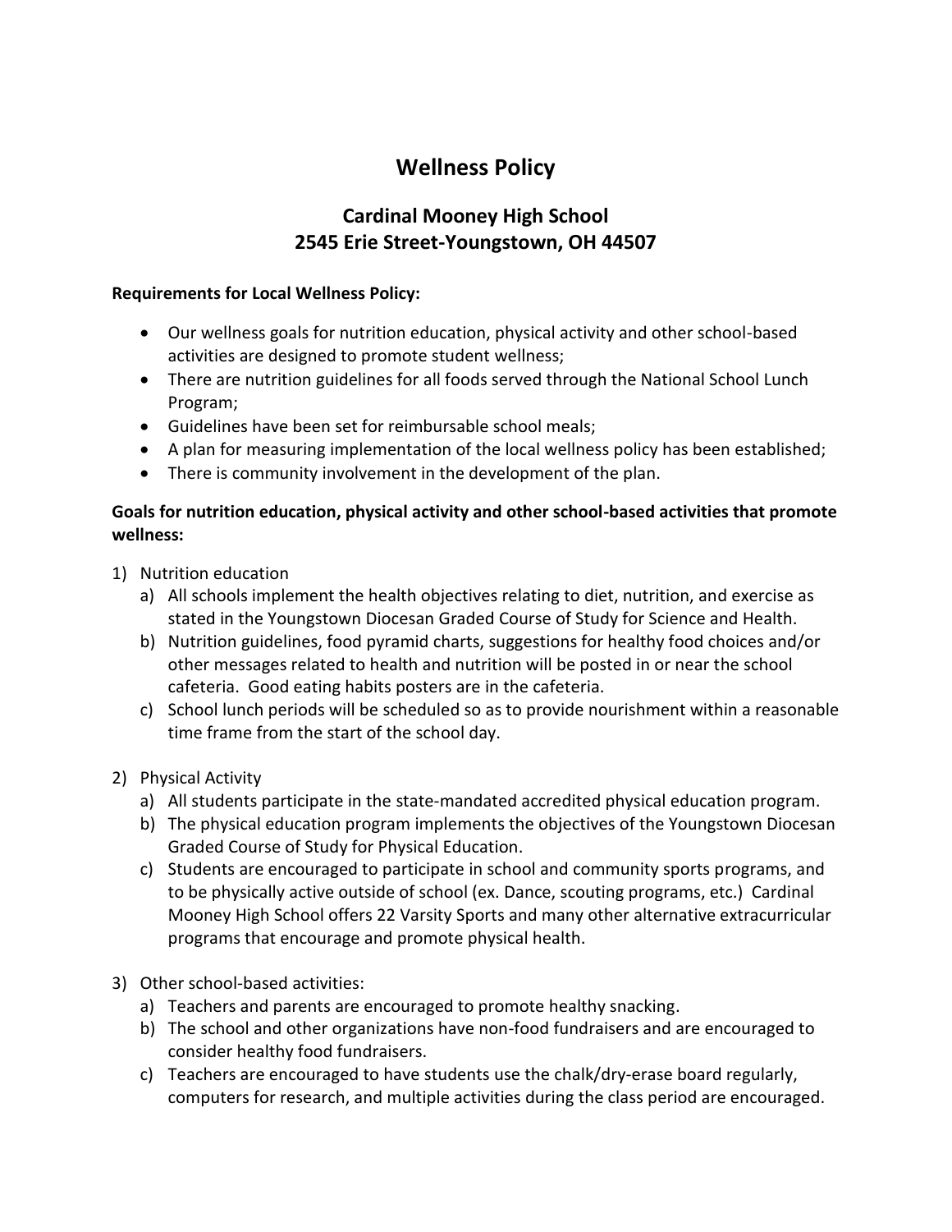# Wellness Policy

## Cardinal Mooney High School
## 2545 Erie Street-Youngstown, OH 44507

**Requirements for Local Wellness Policy:**

- Our wellness goals for nutrition education, physical activity and other school-based activities are designed to promote student wellness;
- There are nutrition guidelines for all foods served through the National School Lunch Program;
- Guidelines have been set for reimbursable school meals;
- A plan for measuring implementation of the local wellness policy has been established;
- There is community involvement in the development of the plan.

**Goals for nutrition education, physical activity and other school-based activities that promote wellness:**

1) Nutrition education
   a) All schools implement the health objectives relating to diet, nutrition, and exercise as stated in the Youngstown Diocesan Graded Course of Study for Science and Health.
   b) Nutrition guidelines, food pyramid charts, suggestions for healthy food choices and/or other messages related to health and nutrition will be posted in or near the school cafeteria. Good eating habits posters are in the cafeteria.
   c) School lunch periods will be scheduled so as to provide nourishment within a reasonable time frame from the start of the school day.

2) Physical Activity
   a) All students participate in the state-mandated accredited physical education program.
   b) The physical education program implements the objectives of the Youngstown Diocesan Graded Course of Study for Physical Education.
   c) Students are encouraged to participate in school and community sports programs, and to be physically active outside of school (ex. Dance, scouting programs, etc.) Cardinal Mooney High School offers 22 Varsity Sports and many other alternative extracurricular programs that encourage and promote physical health.

3) Other school-based activities:
   a) Teachers and parents are encouraged to promote healthy snacking.
   b) The school and other organizations have non-food fundraisers and are encouraged to consider healthy food fundraisers.
   c) Teachers are encouraged to have students use the chalk/dry-erase board regularly, computers for research, and multiple activities during the class period are encouraged.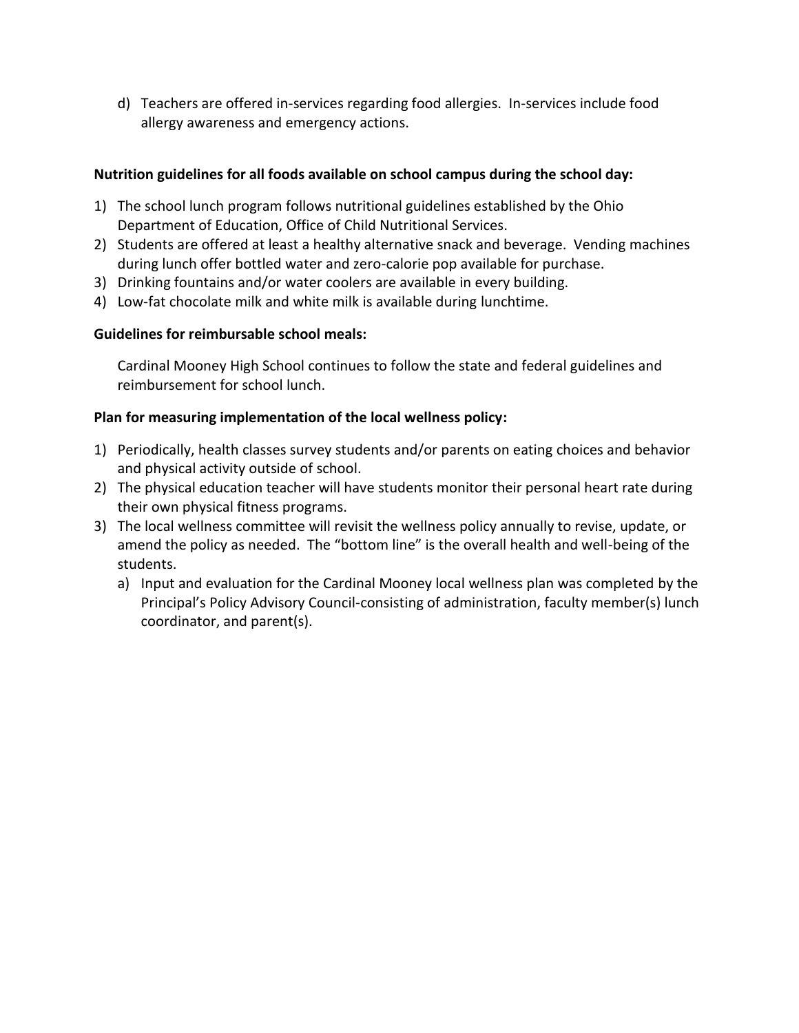d) Teachers are offered in-services regarding food allergies. In-services include food allergy awareness and emergency actions.

**Nutrition guidelines for all foods available on school campus during the school day:**

1) The school lunch program follows nutritional guidelines established by the Ohio Department of Education, Office of Child Nutritional Services.
2) Students are offered at least a healthy alternative snack and beverage. Vending machines during lunch offer bottled water and zero-calorie pop available for purchase.
3) Drinking fountains and/or water coolers are available in every building.
4) Low-fat chocolate milk and white milk is available during lunchtime.

**Guidelines for reimbursable school meals:**

Cardinal Mooney High School continues to follow the state and federal guidelines and reimbursement for school lunch.

**Plan for measuring implementation of the local wellness policy:**

1) Periodically, health classes survey students and/or parents on eating choices and behavior and physical activity outside of school.
2) The physical education teacher will have students monitor their personal heart rate during their own physical fitness programs.
3) The local wellness committee will revisit the wellness policy annually to revise, update, or amend the policy as needed. The "bottom line" is the overall health and well-being of the students.
   a) Input and evaluation for the Cardinal Mooney local wellness plan was completed by the Principal's Policy Advisory Council-consisting of administration, faculty member(s) lunch coordinator, and parent(s).